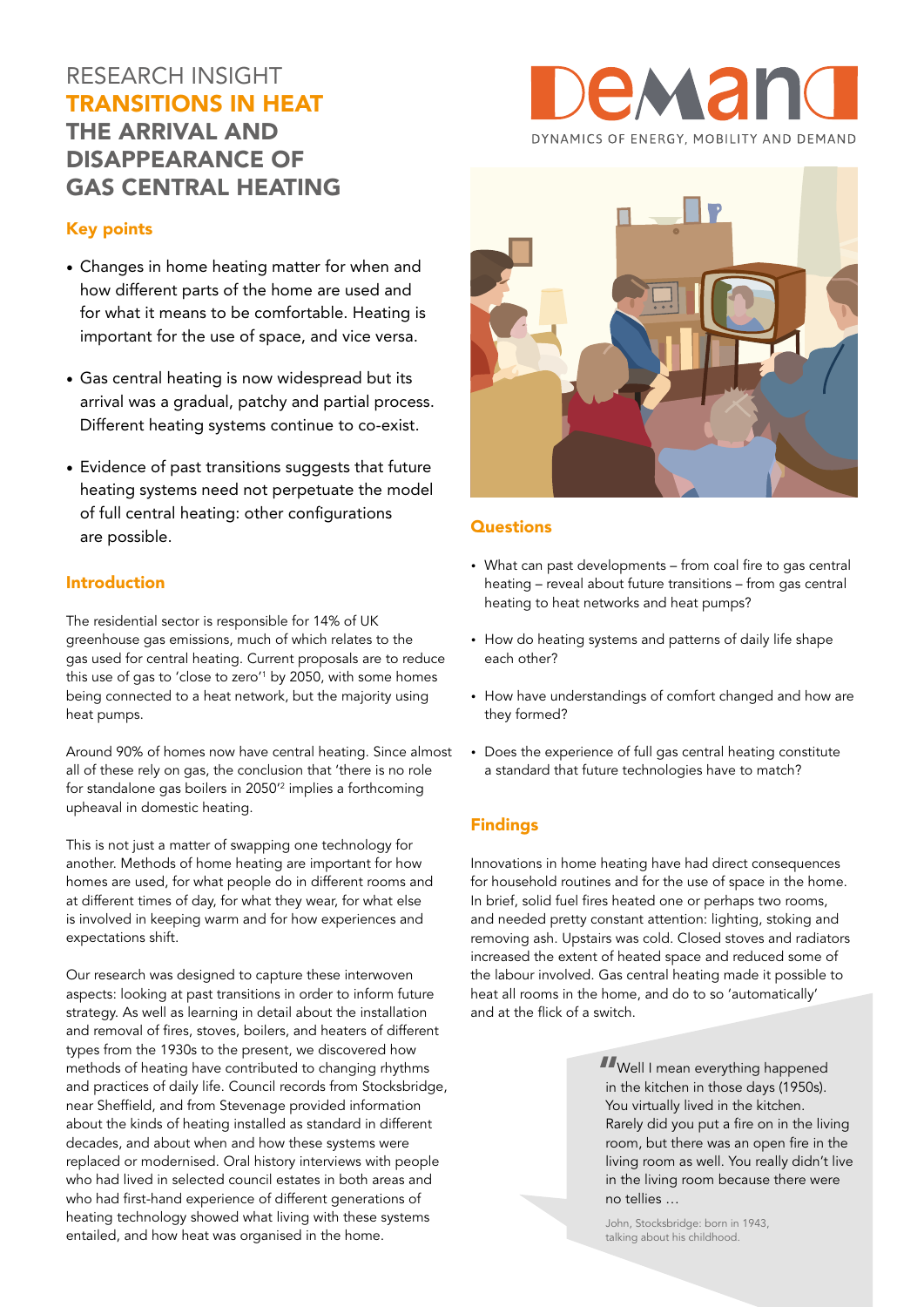# RESEARCH INSIGHT
# TRANSITIONS IN HEAT
# THE ARRIVAL AND DISAPPEARANCE OF GAS CENTRAL HEATING

DEMAND

DYNAMICS OF ENERGY, MOBILITY AND DEMAND

## Key points

- Changes in home heating matter for when and how different parts of the home are used and for what it means to be comfortable. Heating is important for the use of space, and vice versa.
- Gas central heating is now widespread but its arrival was a gradual, patchy and partial process. Different heating systems continue to co-exist.
- Evidence of past transitions suggests that future heating systems need not perpetuate the model of full central heating: other configurations are possible.

## Introduction

The residential sector is responsible for 14% of UK greenhouse gas emissions, much of which relates to the gas used for central heating. Current proposals are to reduce this use of gas to 'close to zero'[1] by 2050, with some homes being connected to a heat network, but the majority using heat pumps.

Around 90% of homes now have central heating. Since almost all of these rely on gas, the conclusion that 'there is no role for standalone gas boilers in 2050'[2] implies a forthcoming upheaval in domestic heating.

This is not just a matter of swapping one technology for another. Methods of home heating are important for how homes are used, for what people do in different rooms and at different times of day, for what they wear, for what else is involved in keeping warm and for how experiences and expectations shift.

Our research was designed to capture these interwoven aspects: looking at past transitions in order to inform future strategy. As well as learning in detail about the installation and removal of fires, stoves, boilers, and heaters of different types from the 1930s to the present, we discovered how methods of heating have contributed to changing rhythms and practices of daily life. Council records from Stocksbridge, near Sheffield, and from Stevenage provided information about the kinds of heating installed as standard in different decades, and about when and how these systems were replaced or modernised. Oral history interviews with people who had lived in selected council estates in both areas and who had first-hand experience of different generations of heating technology showed what living with these systems entailed, and how heat was organised in the home.

## Questions

- What can past developments – from coal fire to gas central heating – reveal about future transitions – from gas central heating to heat networks and heat pumps?
- How do heating systems and patterns of daily life shape each other?
- How have understandings of comfort changed and how are they formed?
- Does the experience of full gas central heating constitute a standard that future technologies have to match?

## Findings

Innovations in home heating have had direct consequences for household routines and for the use of space in the home. In brief, solid fuel fires heated one or perhaps two rooms, and needed pretty constant attention: lighting, stoking and removing ash. Upstairs was cold. Closed stoves and radiators increased the extent of heated space and reduced some of the labour involved. Gas central heating made it possible to heat all rooms in the home, and do to so 'automatically' and at the flick of a switch.

> "Well I mean everything happened in the kitchen in those days (1950s). You virtually lived in the kitchen. Rarely did you put a fire on in the living room, but there was an open fire in the living room as well. You really didn't live in the living room because there were no tellies …
>
> John, Stocksbridge: born in 1943, talking about his childhood.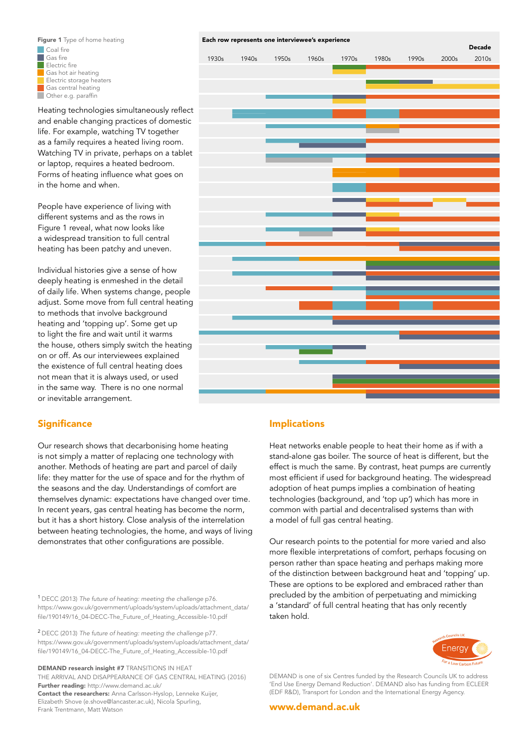**Figure 1** Type of home heating

Coal fire
Gas fire
Electric fire
Gas hot air heating
Electric storage heaters
Gas central heating
Other e.g. paraffin

**Each row represents one interviewee's experience**

**Decade**

1930s 1940s 1950s 1960s 1970s 1980s 1990s 2000s 2010s

Heating technologies simultaneously reflect and enable changing practices of domestic life. For example, watching TV together as a family requires a heated living room. Watching TV in private, perhaps on a tablet or laptop, requires a heated bedroom. Forms of heating influence what goes on in the home and when.

People have experience of living with different systems and as the rows in Figure 1 reveal, what now looks like a widespread transition to full central heating has been patchy and uneven.

Individual histories give a sense of how deeply heating is enmeshed in the detail of daily life. When systems change, people adjust. Some move from full central heating to methods that involve background heating and 'topping up'. Some get up to light the fire and wait until it warms the house, others simply switch the heating on or off. As our interviewees explained the existence of full central heating does not mean that it is always used, or used in the same way. There is no one normal or inevitable arrangement.

## Significance

Our research shows that decarbonising home heating is not simply a matter of replacing one technology with another. Methods of heating are part and parcel of daily life: they matter for the use of space and for the rhythm of the seasons and the day. Understandings of comfort are themselves dynamic: expectations have changed over time. In recent years, gas central heating has become the norm, but it has a short history. Close analysis of the interrelation between heating technologies, the home, and ways of living demonstrates that other configurations are possible.

## Implications

Heat networks enable people to heat their home as if with a stand-alone gas boiler. The source of heat is different, but the effect is much the same. By contrast, heat pumps are currently most efficient if used for background heating. The widespread adoption of heat pumps implies a combination of heating technologies (background, and 'top up') which has more in common with partial and decentralised systems than with a model of full gas central heating.

Our research points to the potential for more varied and also more flexible interpretations of comfort, perhaps focusing on person rather than space heating and perhaps making more of the distinction between background heat and 'topping' up. These are options to be explored and embraced rather than precluded by the ambition of perpetuating and mimicking a 'standard' of full central heating that has only recently taken hold.

[1] DECC (2013) *The future of heating: meeting the challenge* p76. https://www.gov.uk/government/uploads/system/uploads/attachment_data/file/190149/16_04-DECC-The_Future_of_Heating_Accessible-10.pdf

[2] DECC (2013) *The future of heating: meeting the challenge* p77. https://www.gov.uk/government/uploads/system/uploads/attachment_data/file/190149/16_04-DECC-The_Future_of_Heating_Accessible-10.pdf

**DEMAND research insight #7** TRANSITIONS IN HEAT
THE ARRIVAL AND DISAPPEARANCE OF GAS CENTRAL HEATING (2016)
**Further reading:** http://www.demand.ac.uk/
**Contact the researchers:** Anna Carlsson-Hyslop, Lenneke Kuijer, Elizabeth Shove (e.shove@lancaster.ac.uk), Nicola Spurling, Frank Trentmann, Matt Watson

Research Councils UK Energy For a Low Carbon Future

DEMAND is one of six Centres funded by the Research Councils UK to address 'End Use Energy Demand Reduction'. DEMAND also has funding from ECLEER (EDF R&D), Transport for London and the International Energy Agency.

**www.demand.ac.uk**